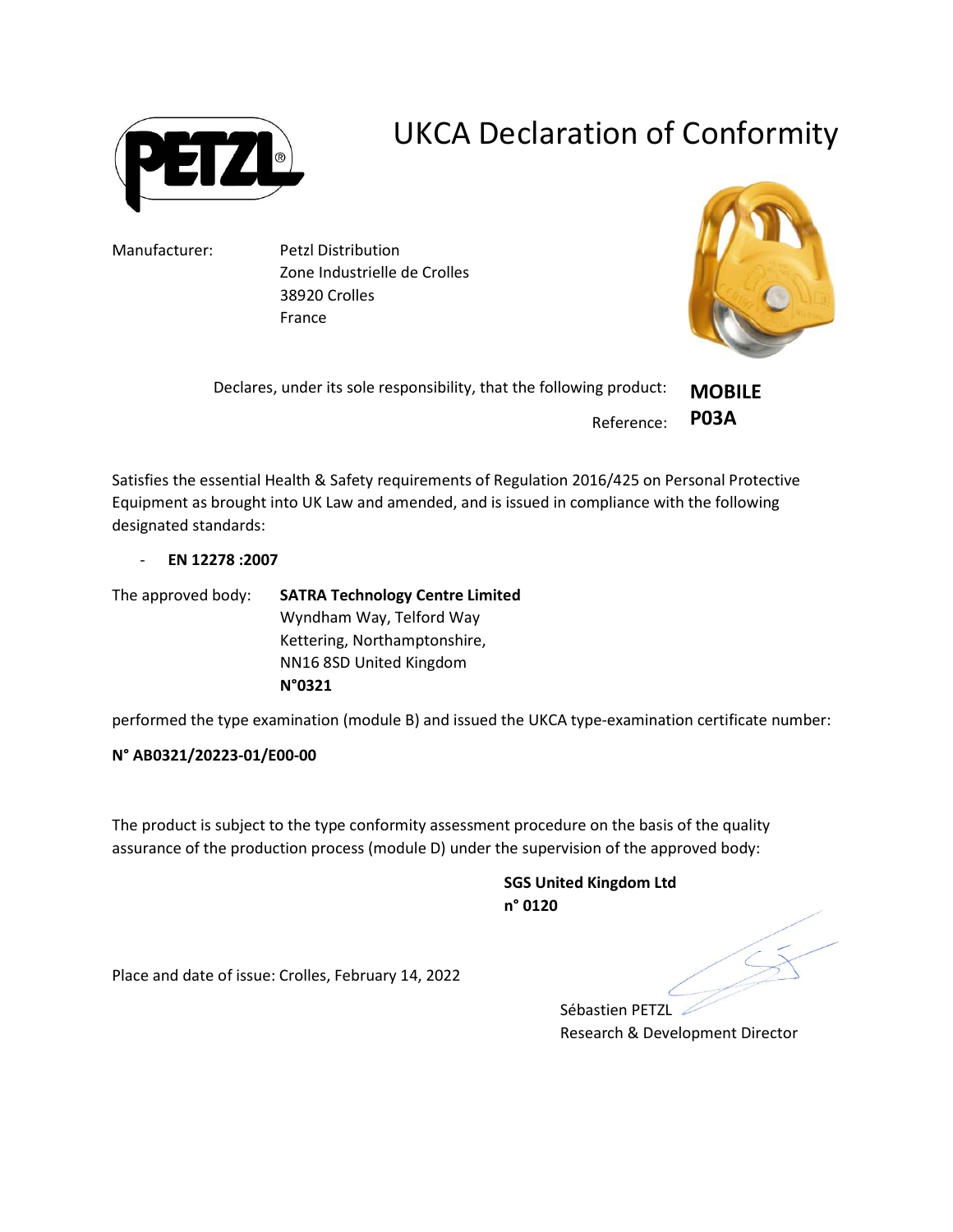# UKCA Declaration of Conformity

Manufacturer: Petzl Distribution
Zone Industrielle de Crolles
38920 Crolles
France

Declares, under its sole responsibility, that the following product: **MOBILE**

Reference: **P03A**

Satisfies the essential Health & Safety requirements of Regulation 2016/425 on Personal Protective Equipment as brought into UK Law and amended, and is issued in compliance with the following designated standards:

- **EN 12278 :2007**

The approved body: **SATRA Technology Centre Limited**
Wyndham Way, Telford Way
Kettering, Northamptonshire,
NN16 8SD United Kingdom
**N°0321**

performed the type examination (module B) and issued the UKCA type-examination certificate number:

**N° AB0321/20223-01/E00-00**

The product is subject to the type conformity assessment procedure on the basis of the quality assurance of the production process (module D) under the supervision of the approved body:

**SGS United Kingdom Ltd**
**n° 0120**

Place and date of issue: Crolles, February 14, 2022

Sébastien PETZL
Research & Development Director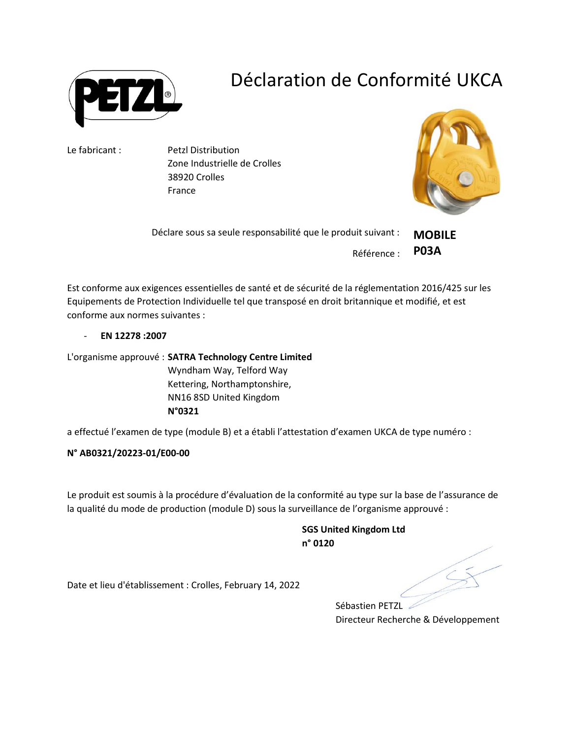# Déclaration de Conformité UKCA

Le fabricant : Petzl Distribution
Zone Industrielle de Crolles
38920 Crolles
France

Déclare sous sa seule responsabilité que le produit suivant : **MOBILE**

Référence : **P03A**

Est conforme aux exigences essentielles de santé et de sécurité de la réglementation 2016/425 sur les Equipements de Protection Individuelle tel que transposé en droit britannique et modifié, et est conforme aux normes suivantes :

- **EN 12278 :2007**

L'organisme approuvé : **SATRA Technology Centre Limited**
Wyndham Way, Telford Way
Kettering, Northamptonshire,
NN16 8SD United Kingdom
**N°0321**

a effectué l'examen de type (module B) et a établi l'attestation d'examen UKCA de type numéro :

**N° AB0321/20223-01/E00-00**

Le produit est soumis à la procédure d'évaluation de la conformité au type sur la base de l'assurance de la qualité du mode de production (module D) sous la surveillance de l'organisme approuvé :

**SGS United Kingdom Ltd**
**n° 0120**

Date et lieu d'établissement : Crolles, February 14, 2022

Sébastien PETZL
Directeur Recherche & Développement